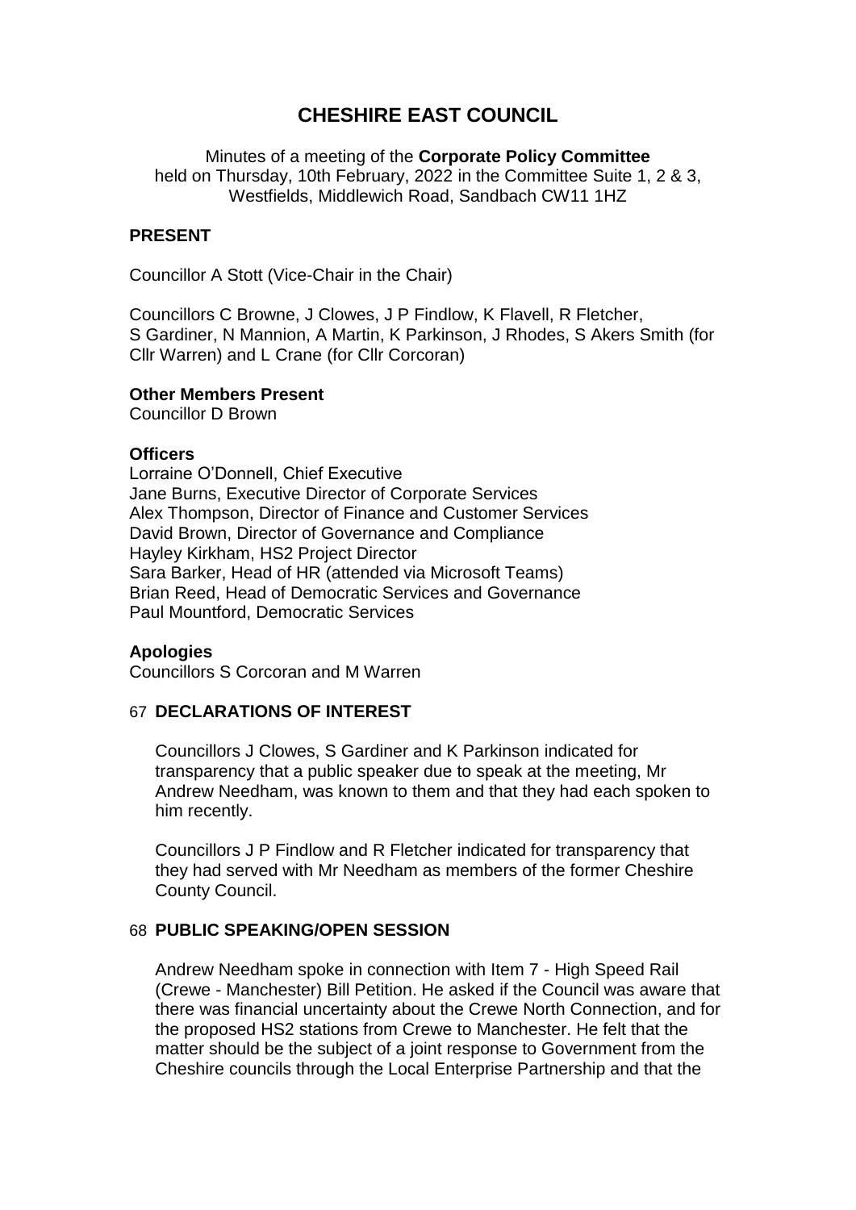# CHESHIRE EAST COUNCIL

Minutes of a meeting of the **Corporate Policy Committee**
held on Thursday, 10th February, 2022 in the Committee Suite 1, 2 & 3, Westfields, Middlewich Road, Sandbach CW11 1HZ

## PRESENT

Councillor A Stott (Vice-Chair in the Chair)

Councillors C Browne, J Clowes, J P Findlow, K Flavell, R Fletcher, S Gardiner, N Mannion, A Martin, K Parkinson, J Rhodes, S Akers Smith (for Cllr Warren) and L Crane (for Cllr Corcoran)

**Other Members Present**
Councillor D Brown

**Officers**
Lorraine O'Donnell, Chief Executive
Jane Burns, Executive Director of Corporate Services
Alex Thompson, Director of Finance and Customer Services
David Brown, Director of Governance and Compliance
Hayley Kirkham, HS2 Project Director
Sara Barker, Head of HR (attended via Microsoft Teams)
Brian Reed, Head of Democratic Services and Governance
Paul Mountford, Democratic Services

**Apologies**
Councillors S Corcoran and M Warren

## 67 DECLARATIONS OF INTEREST

Councillors J Clowes, S Gardiner and K Parkinson indicated for transparency that a public speaker due to speak at the meeting, Mr Andrew Needham, was known to them and that they had each spoken to him recently.

Councillors J P Findlow and R Fletcher indicated for transparency that they had served with Mr Needham as members of the former Cheshire County Council.

## 68 PUBLIC SPEAKING/OPEN SESSION

Andrew Needham spoke in connection with Item 7 - High Speed Rail (Crewe - Manchester) Bill Petition. He asked if the Council was aware that there was financial uncertainty about the Crewe North Connection, and for the proposed HS2 stations from Crewe to Manchester. He felt that the matter should be the subject of a joint response to Government from the Cheshire councils through the Local Enterprise Partnership and that the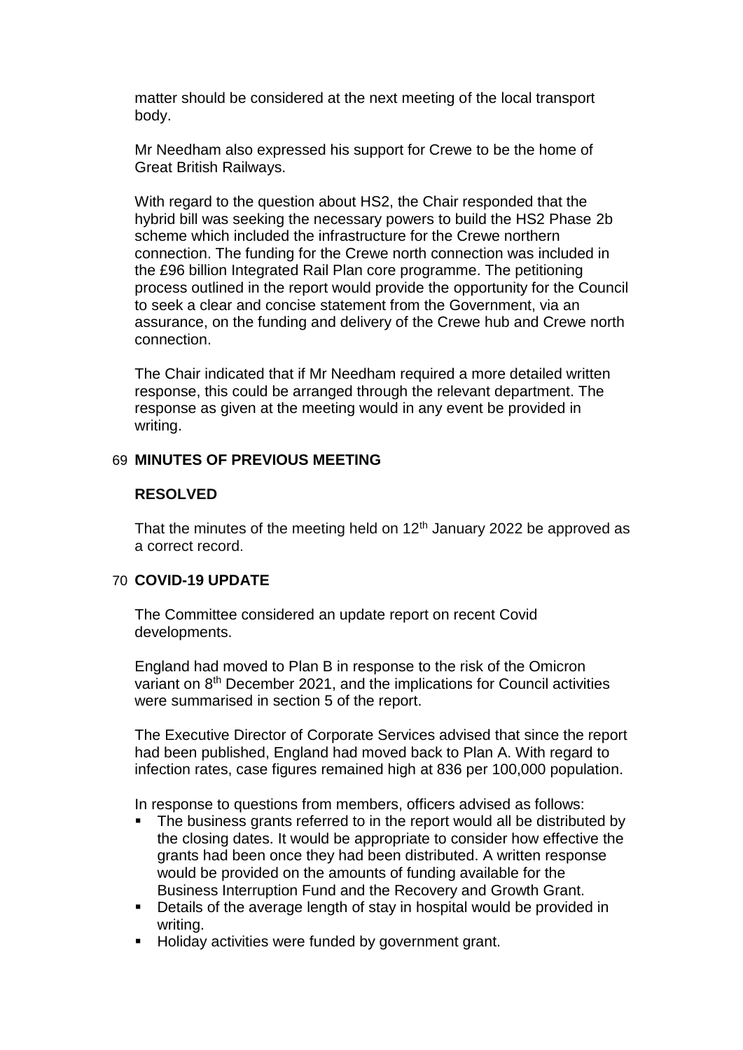matter should be considered at the next meeting of the local transport body.

Mr Needham also expressed his support for Crewe to be the home of Great British Railways.

With regard to the question about HS2, the Chair responded that the hybrid bill was seeking the necessary powers to build the HS2 Phase 2b scheme which included the infrastructure for the Crewe northern connection. The funding for the Crewe north connection was included in the £96 billion Integrated Rail Plan core programme. The petitioning process outlined in the report would provide the opportunity for the Council to seek a clear and concise statement from the Government, via an assurance, on the funding and delivery of the Crewe hub and Crewe north connection.

The Chair indicated that if Mr Needham required a more detailed written response, this could be arranged through the relevant department. The response as given at the meeting would in any event be provided in writing.

## 69 MINUTES OF PREVIOUS MEETING

**RESOLVED**

That the minutes of the meeting held on 12th January 2022 be approved as a correct record.

## 70 COVID-19 UPDATE

The Committee considered an update report on recent Covid developments.

England had moved to Plan B in response to the risk of the Omicron variant on 8th December 2021, and the implications for Council activities were summarised in section 5 of the report.

The Executive Director of Corporate Services advised that since the report had been published, England had moved back to Plan A. With regard to infection rates, case figures remained high at 836 per 100,000 population.

In response to questions from members, officers advised as follows:

- The business grants referred to in the report would all be distributed by the closing dates. It would be appropriate to consider how effective the grants had been once they had been distributed. A written response would be provided on the amounts of funding available for the Business Interruption Fund and the Recovery and Growth Grant.
- Details of the average length of stay in hospital would be provided in writing.
- Holiday activities were funded by government grant.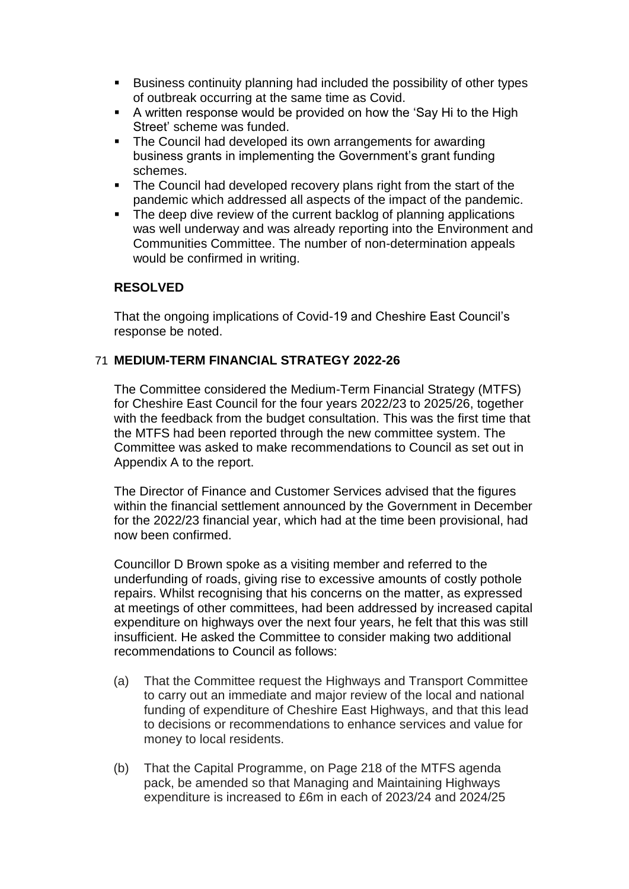- Business continuity planning had included the possibility of other types of outbreak occurring at the same time as Covid.
- A written response would be provided on how the 'Say Hi to the High Street' scheme was funded.
- The Council had developed its own arrangements for awarding business grants in implementing the Government's grant funding schemes.
- The Council had developed recovery plans right from the start of the pandemic which addressed all aspects of the impact of the pandemic.
- The deep dive review of the current backlog of planning applications was well underway and was already reporting into the Environment and Communities Committee. The number of non-determination appeals would be confirmed in writing.

**RESOLVED**

That the ongoing implications of Covid-19 and Cheshire East Council's response be noted.

## 71 MEDIUM-TERM FINANCIAL STRATEGY 2022-26

The Committee considered the Medium-Term Financial Strategy (MTFS) for Cheshire East Council for the four years 2022/23 to 2025/26, together with the feedback from the budget consultation. This was the first time that the MTFS had been reported through the new committee system. The Committee was asked to make recommendations to Council as set out in Appendix A to the report.

The Director of Finance and Customer Services advised that the figures within the financial settlement announced by the Government in December for the 2022/23 financial year, which had at the time been provisional, had now been confirmed.

Councillor D Brown spoke as a visiting member and referred to the underfunding of roads, giving rise to excessive amounts of costly pothole repairs. Whilst recognising that his concerns on the matter, as expressed at meetings of other committees, had been addressed by increased capital expenditure on highways over the next four years, he felt that this was still insufficient. He asked the Committee to consider making two additional recommendations to Council as follows:

(a) That the Committee request the Highways and Transport Committee to carry out an immediate and major review of the local and national funding of expenditure of Cheshire East Highways, and that this lead to decisions or recommendations to enhance services and value for money to local residents.

(b) That the Capital Programme, on Page 218 of the MTFS agenda pack, be amended so that Managing and Maintaining Highways expenditure is increased to £6m in each of 2023/24 and 2024/25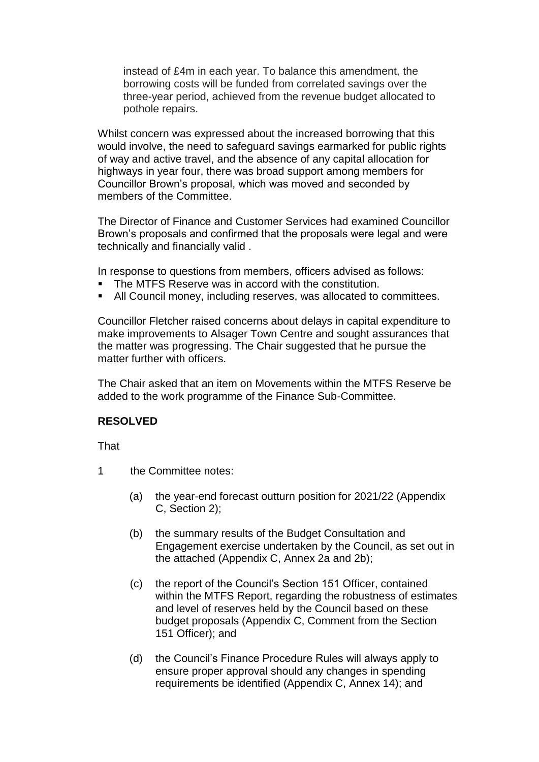instead of £4m in each year. To balance this amendment, the borrowing costs will be funded from correlated savings over the three-year period, achieved from the revenue budget allocated to pothole repairs.

Whilst concern was expressed about the increased borrowing that this would involve, the need to safeguard savings earmarked for public rights of way and active travel, and the absence of any capital allocation for highways in year four, there was broad support among members for Councillor Brown's proposal, which was moved and seconded by members of the Committee.

The Director of Finance and Customer Services had examined Councillor Brown's proposals and confirmed that the proposals were legal and were technically and financially valid .

In response to questions from members, officers advised as follows:

- The MTFS Reserve was in accord with the constitution.
- All Council money, including reserves, was allocated to committees.

Councillor Fletcher raised concerns about delays in capital expenditure to make improvements to Alsager Town Centre and sought assurances that the matter was progressing. The Chair suggested that he pursue the matter further with officers.

The Chair asked that an item on Movements within the MTFS Reserve be added to the work programme of the Finance Sub-Committee.

**RESOLVED**

That

1 the Committee notes:

   (a) the year-end forecast outturn position for 2021/22 (Appendix C, Section 2);

   (b) the summary results of the Budget Consultation and Engagement exercise undertaken by the Council, as set out in the attached (Appendix C, Annex 2a and 2b);

   (c) the report of the Council's Section 151 Officer, contained within the MTFS Report, regarding the robustness of estimates and level of reserves held by the Council based on these budget proposals (Appendix C, Comment from the Section 151 Officer); and

   (d) the Council's Finance Procedure Rules will always apply to ensure proper approval should any changes in spending requirements be identified (Appendix C, Annex 14); and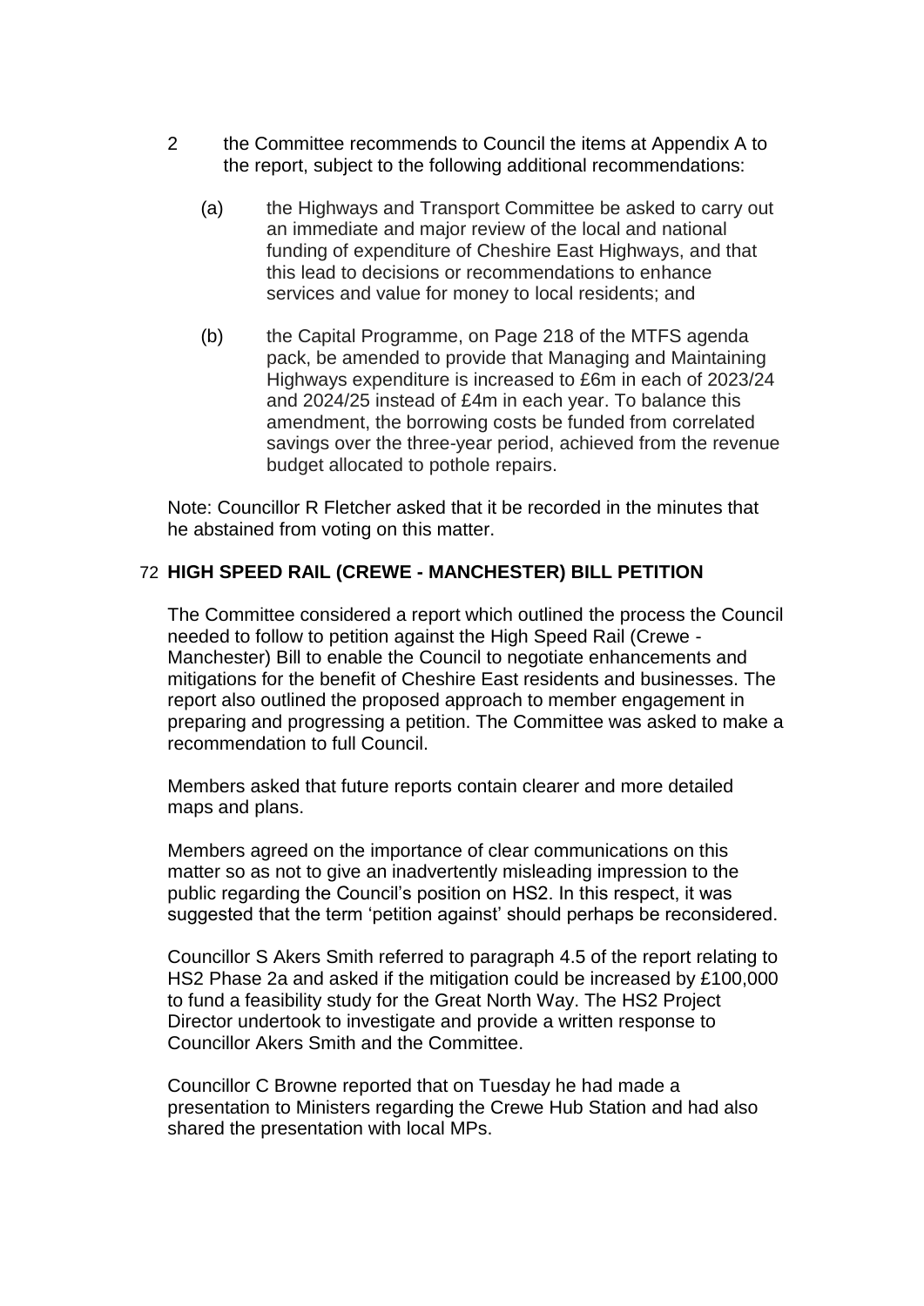2 the Committee recommends to Council the items at Appendix A to the report, subject to the following additional recommendations:

   (a) the Highways and Transport Committee be asked to carry out an immediate and major review of the local and national funding of expenditure of Cheshire East Highways, and that this lead to decisions or recommendations to enhance services and value for money to local residents; and

   (b) the Capital Programme, on Page 218 of the MTFS agenda pack, be amended to provide that Managing and Maintaining Highways expenditure is increased to £6m in each of 2023/24 and 2024/25 instead of £4m in each year. To balance this amendment, the borrowing costs be funded from correlated savings over the three-year period, achieved from the revenue budget allocated to pothole repairs.

Note: Councillor R Fletcher asked that it be recorded in the minutes that he abstained from voting on this matter.

## 72 HIGH SPEED RAIL (CREWE - MANCHESTER) BILL PETITION

The Committee considered a report which outlined the process the Council needed to follow to petition against the High Speed Rail (Crewe - Manchester) Bill to enable the Council to negotiate enhancements and mitigations for the benefit of Cheshire East residents and businesses. The report also outlined the proposed approach to member engagement in preparing and progressing a petition. The Committee was asked to make a recommendation to full Council.

Members asked that future reports contain clearer and more detailed maps and plans.

Members agreed on the importance of clear communications on this matter so as not to give an inadvertently misleading impression to the public regarding the Council's position on HS2. In this respect, it was suggested that the term 'petition against' should perhaps be reconsidered.

Councillor S Akers Smith referred to paragraph 4.5 of the report relating to HS2 Phase 2a and asked if the mitigation could be increased by £100,000 to fund a feasibility study for the Great North Way. The HS2 Project Director undertook to investigate and provide a written response to Councillor Akers Smith and the Committee.

Councillor C Browne reported that on Tuesday he had made a presentation to Ministers regarding the Crewe Hub Station and had also shared the presentation with local MPs.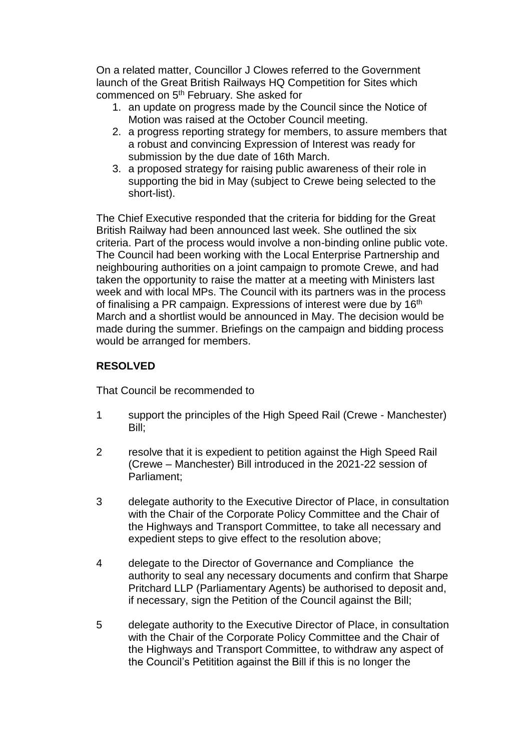On a related matter, Councillor J Clowes referred to the Government launch of the Great British Railways HQ Competition for Sites which commenced on 5th February. She asked for

1. an update on progress made by the Council since the Notice of Motion was raised at the October Council meeting.
2. a progress reporting strategy for members, to assure members that a robust and convincing Expression of Interest was ready for submission by the due date of 16th March.
3. a proposed strategy for raising public awareness of their role in supporting the bid in May (subject to Crewe being selected to the short-list).

The Chief Executive responded that the criteria for bidding for the Great British Railway had been announced last week. She outlined the six criteria. Part of the process would involve a non-binding online public vote. The Council had been working with the Local Enterprise Partnership and neighbouring authorities on a joint campaign to promote Crewe, and had taken the opportunity to raise the matter at a meeting with Ministers last week and with local MPs. The Council with its partners was in the process of finalising a PR campaign. Expressions of interest were due by 16th March and a shortlist would be announced in May. The decision would be made during the summer. Briefings on the campaign and bidding process would be arranged for members.

**RESOLVED**

That Council be recommended to

1 support the principles of the High Speed Rail (Crewe - Manchester) Bill;

2 resolve that it is expedient to petition against the High Speed Rail (Crewe – Manchester) Bill introduced in the 2021-22 session of Parliament;

3 delegate authority to the Executive Director of Place, in consultation with the Chair of the Corporate Policy Committee and the Chair of the Highways and Transport Committee, to take all necessary and expedient steps to give effect to the resolution above;

4 delegate to the Director of Governance and Compliance the authority to seal any necessary documents and confirm that Sharpe Pritchard LLP (Parliamentary Agents) be authorised to deposit and, if necessary, sign the Petition of the Council against the Bill;

5 delegate authority to the Executive Director of Place, in consultation with the Chair of the Corporate Policy Committee and the Chair of the Highways and Transport Committee, to withdraw any aspect of the Council's Petitition against the Bill if this is no longer the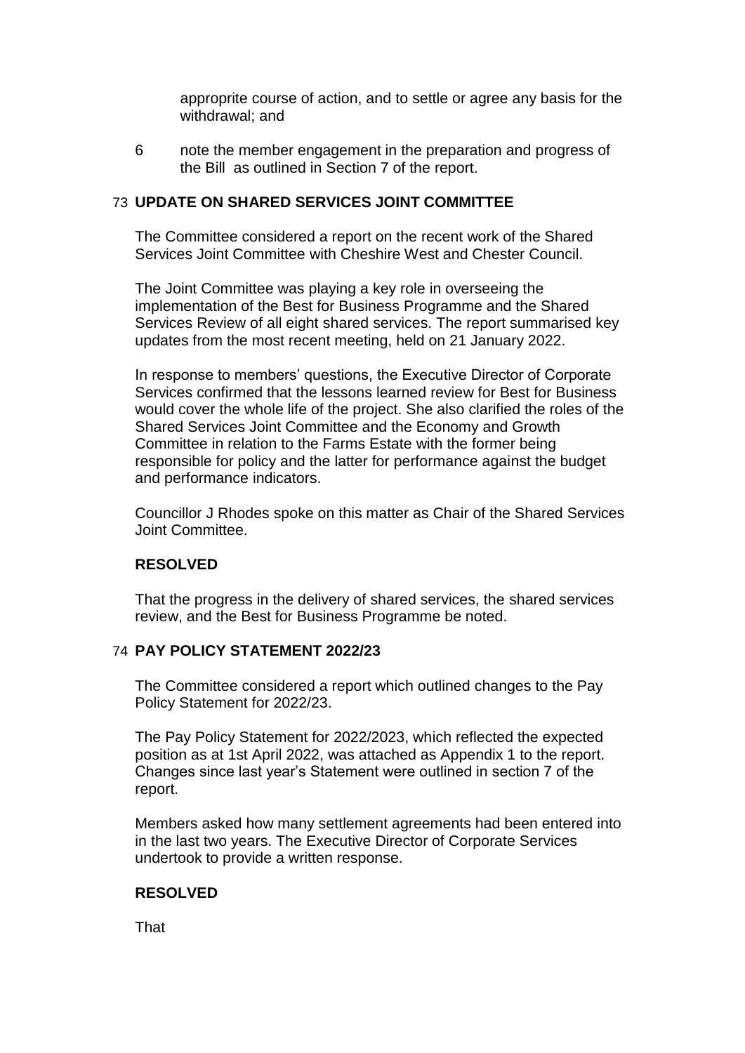approprite course of action, and to settle or agree any basis for the withdrawal; and

6 note the member engagement in the preparation and progress of the Bill as outlined in Section 7 of the report.

## 73 UPDATE ON SHARED SERVICES JOINT COMMITTEE

The Committee considered a report on the recent work of the Shared Services Joint Committee with Cheshire West and Chester Council.

The Joint Committee was playing a key role in overseeing the implementation of the Best for Business Programme and the Shared Services Review of all eight shared services. The report summarised key updates from the most recent meeting, held on 21 January 2022.

In response to members' questions, the Executive Director of Corporate Services confirmed that the lessons learned review for Best for Business would cover the whole life of the project. She also clarified the roles of the Shared Services Joint Committee and the Economy and Growth Committee in relation to the Farms Estate with the former being responsible for policy and the latter for performance against the budget and performance indicators.

Councillor J Rhodes spoke on this matter as Chair of the Shared Services Joint Committee.

**RESOLVED**

That the progress in the delivery of shared services, the shared services review, and the Best for Business Programme be noted.

## 74 PAY POLICY STATEMENT 2022/23

The Committee considered a report which outlined changes to the Pay Policy Statement for 2022/23.

The Pay Policy Statement for 2022/2023, which reflected the expected position as at 1st April 2022, was attached as Appendix 1 to the report. Changes since last year's Statement were outlined in section 7 of the report.

Members asked how many settlement agreements had been entered into in the last two years. The Executive Director of Corporate Services undertook to provide a written response.

**RESOLVED**

That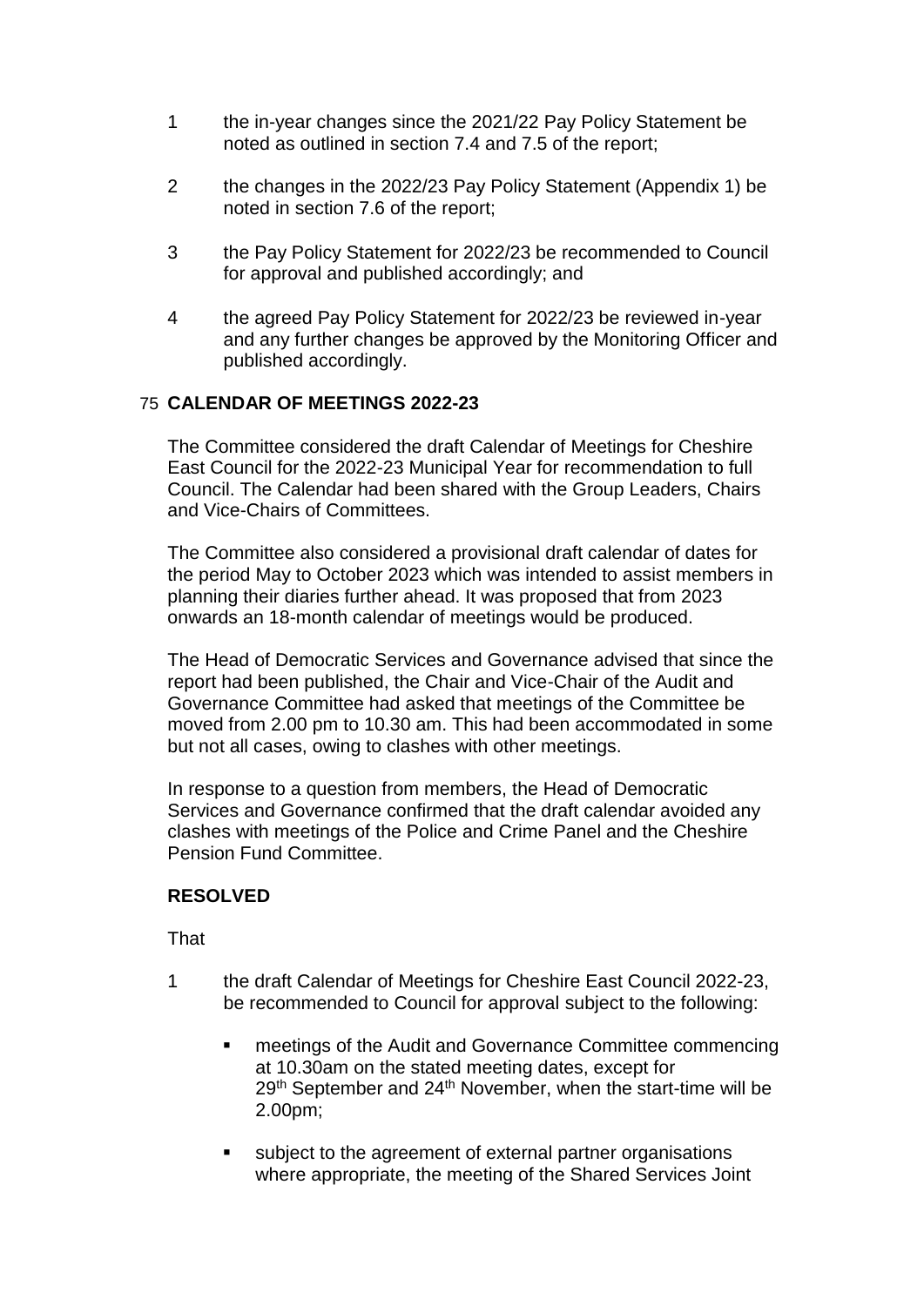1 the in-year changes since the 2021/22 Pay Policy Statement be noted as outlined in section 7.4 and 7.5 of the report;

2 the changes in the 2022/23 Pay Policy Statement (Appendix 1) be noted in section 7.6 of the report;

3 the Pay Policy Statement for 2022/23 be recommended to Council for approval and published accordingly; and

4 the agreed Pay Policy Statement for 2022/23 be reviewed in-year and any further changes be approved by the Monitoring Officer and published accordingly.

## 75 CALENDAR OF MEETINGS 2022-23

The Committee considered the draft Calendar of Meetings for Cheshire East Council for the 2022-23 Municipal Year for recommendation to full Council. The Calendar had been shared with the Group Leaders, Chairs and Vice-Chairs of Committees.

The Committee also considered a provisional draft calendar of dates for the period May to October 2023 which was intended to assist members in planning their diaries further ahead. It was proposed that from 2023 onwards an 18-month calendar of meetings would be produced.

The Head of Democratic Services and Governance advised that since the report had been published, the Chair and Vice-Chair of the Audit and Governance Committee had asked that meetings of the Committee be moved from 2.00 pm to 10.30 am. This had been accommodated in some but not all cases, owing to clashes with other meetings.

In response to a question from members, the Head of Democratic Services and Governance confirmed that the draft calendar avoided any clashes with meetings of the Police and Crime Panel and the Cheshire Pension Fund Committee.

**RESOLVED**

That

1 the draft Calendar of Meetings for Cheshire East Council 2022-23, be recommended to Council for approval subject to the following:

- meetings of the Audit and Governance Committee commencing at 10.30am on the stated meeting dates, except for 29th September and 24th November, when the start-time will be 2.00pm;
- subject to the agreement of external partner organisations where appropriate, the meeting of the Shared Services Joint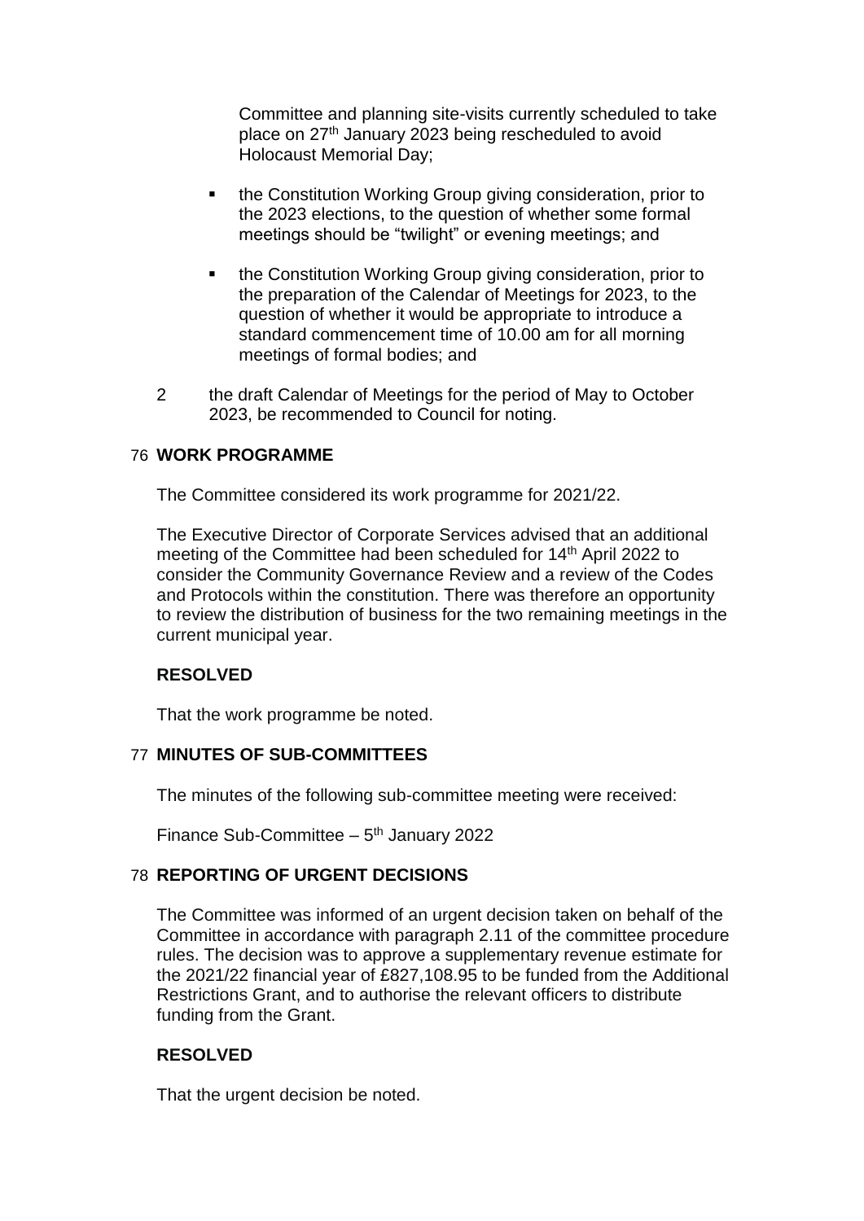Committee and planning site-visits currently scheduled to take place on 27th January 2023 being rescheduled to avoid Holocaust Memorial Day;

- the Constitution Working Group giving consideration, prior to the 2023 elections, to the question of whether some formal meetings should be "twilight" or evening meetings; and
- the Constitution Working Group giving consideration, prior to the preparation of the Calendar of Meetings for 2023, to the question of whether it would be appropriate to introduce a standard commencement time of 10.00 am for all morning meetings of formal bodies; and

2 the draft Calendar of Meetings for the period of May to October 2023, be recommended to Council for noting.

### 76 WORK PROGRAMME

The Committee considered its work programme for 2021/22.

The Executive Director of Corporate Services advised that an additional meeting of the Committee had been scheduled for 14th April 2022 to consider the Community Governance Review and a review of the Codes and Protocols within the constitution. There was therefore an opportunity to review the distribution of business for the two remaining meetings in the current municipal year.

**RESOLVED**

That the work programme be noted.

### 77 MINUTES OF SUB-COMMITTEES

The minutes of the following sub-committee meeting were received:

Finance Sub-Committee – 5th January 2022

### 78 REPORTING OF URGENT DECISIONS

The Committee was informed of an urgent decision taken on behalf of the Committee in accordance with paragraph 2.11 of the committee procedure rules. The decision was to approve a supplementary revenue estimate for the 2021/22 financial year of £827,108.95 to be funded from the Additional Restrictions Grant, and to authorise the relevant officers to distribute funding from the Grant.

**RESOLVED**

That the urgent decision be noted.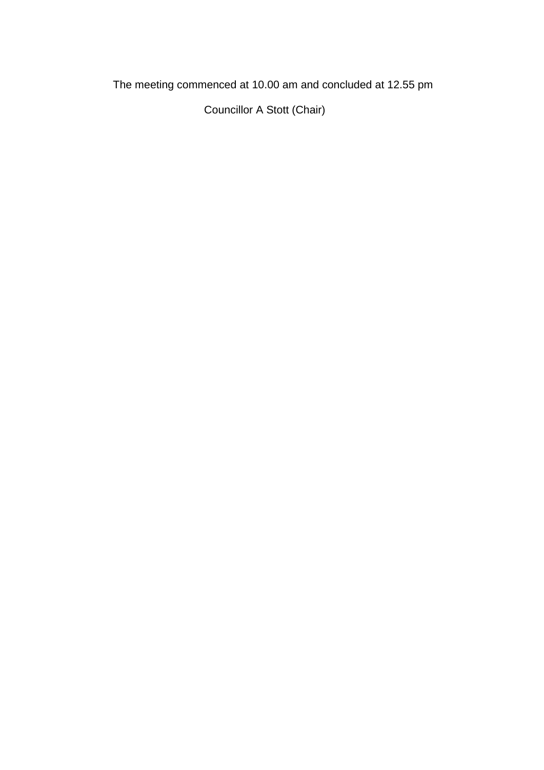The meeting commenced at 10.00 am and concluded at 12.55 pm

Councillor A Stott (Chair)